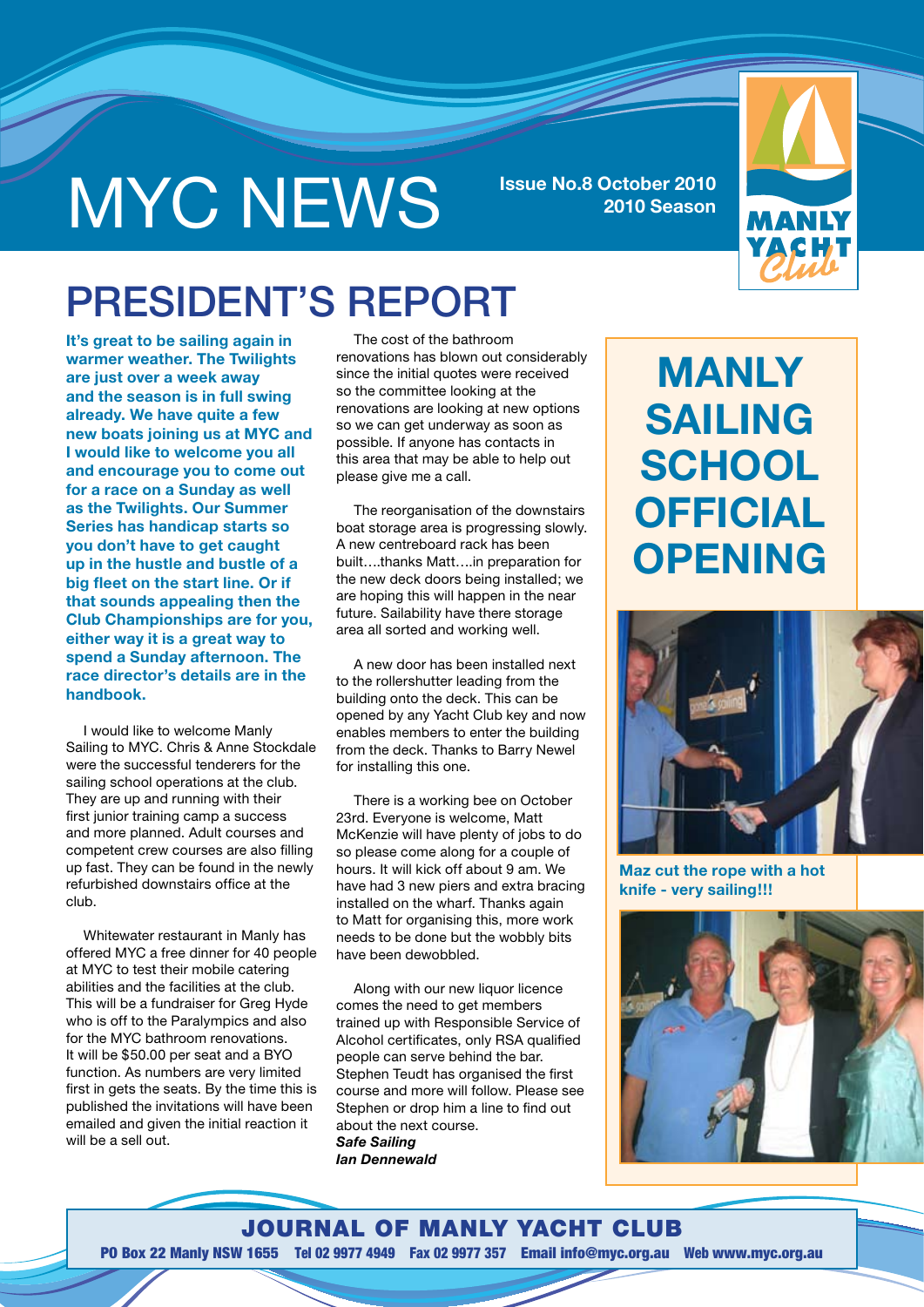# MYC NEWS

**Issue No.8 October 2010**
**2010 Season**

## PRESIDENT'S REPORT

**It's great to be sailing again in warmer weather. The Twilights are just over a week away and the season is in full swing already. We have quite a few new boats joining us at MYC and I would like to welcome you all and encourage you to come out for a race on a Sunday as well as the Twilights. Our Summer Series has handicap starts so you don't have to get caught up in the hustle and bustle of a big fleet on the start line. Or if that sounds appealing then the Club Championships are for you, either way it is a great way to spend a Sunday afternoon. The race director's details are in the handbook.**

I would like to welcome Manly Sailing to MYC. Chris & Anne Stockdale were the successful tenderers for the sailing school operations at the club. They are up and running with their first junior training camp a success and more planned. Adult courses and competent crew courses are also filling up fast. They can be found in the newly refurbished downstairs office at the club.

Whitewater restaurant in Manly has offered MYC a free dinner for 40 people at MYC to test their mobile catering abilities and the facilities at the club. This will be a fundraiser for Greg Hyde who is off to the Paralympics and also for the MYC bathroom renovations. It will be $50.00 per seat and a BYO function. As numbers are very limited first in gets the seats. By the time this is published the invitations will have been emailed and given the initial reaction it will be a sell out.

The cost of the bathroom renovations has blown out considerably since the initial quotes were received so the committee looking at the renovations are looking at new options so we can get underway as soon as possible. If anyone has contacts in this area that may be able to help out please give me a call.

The reorganisation of the downstairs boat storage area is progressing slowly. A new centreboard rack has been built….thanks Matt….in preparation for the new deck doors being installed; we are hoping this will happen in the near future. Sailability have there storage area all sorted and working well.

A new door has been installed next to the rollershutter leading from the building onto the deck. This can be opened by any Yacht Club key and now enables members to enter the building from the deck. Thanks to Barry Newel for installing this one.

There is a working bee on October 23rd. Everyone is welcome, Matt McKenzie will have plenty of jobs to do so please come along for a couple of hours. It will kick off about 9 am. We have had 3 new piers and extra bracing installed on the wharf. Thanks again to Matt for organising this, more work needs to be done but the wobbly bits have been dewobbled.

Along with our new liquor licence comes the need to get members trained up with Responsible Service of Alcohol certificates, only RSA qualified people can serve behind the bar. Stephen Teudt has organised the first course and more will follow. Please see Stephen or drop him a line to find out about the next course.

***Safe Sailing***
***Ian Dennewald***

## MANLY SAILING SCHOOL OFFICIAL OPENING

**Maz cut the rope with a hot knife - very sailing!!!**

**JOURNAL OF MANLY YACHT CLUB**

PO Box 22 Manly NSW 1655 Tel 02 9977 4949 Fax 02 9977 357 Email info@myc.org.au Web www.myc.org.au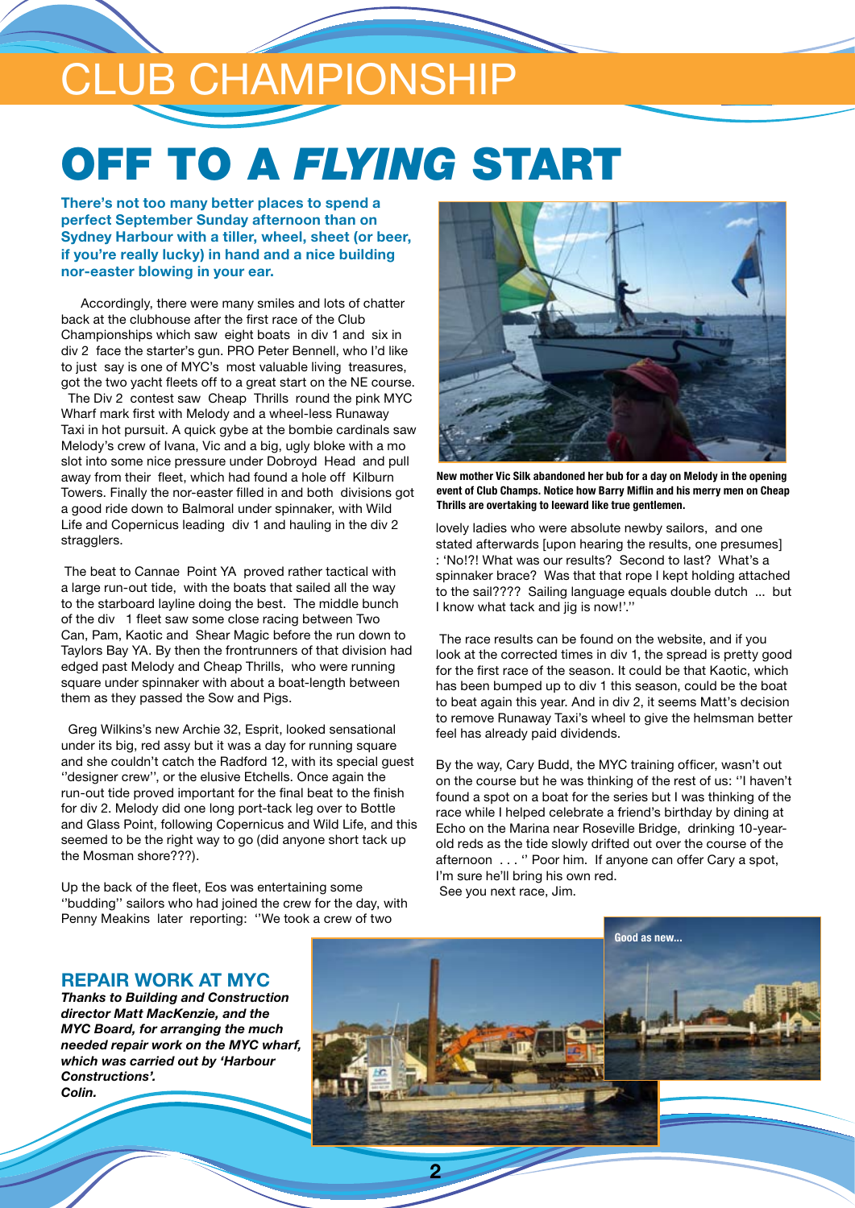# CLUB CHAMPIONSHIP

# OFF TO A *FLYING* START

**There's not too many better places to spend a perfect September Sunday afternoon than on Sydney Harbour with a tiller, wheel, sheet (or beer, if you're really lucky) in hand and a nice building nor-easter blowing in your ear.**

Accordingly, there were many smiles and lots of chatter back at the clubhouse after the first race of the Club Championships which saw eight boats in div 1 and six in div 2 face the starter's gun. PRO Peter Bennell, who I'd like to just say is one of MYC's most valuable living treasures, got the two yacht fleets off to a great start on the NE course.

The Div 2 contest saw Cheap Thrills round the pink MYC Wharf mark first with Melody and a wheel-less Runaway Taxi in hot pursuit. A quick gybe at the bombie cardinals saw Melody's crew of Ivana, Vic and a big, ugly bloke with a mo slot into some nice pressure under Dobroyd Head and pull away from their fleet, which had found a hole off Kilburn Towers. Finally the nor-easter filled in and both divisions got a good ride down to Balmoral under spinnaker, with Wild Life and Copernicus leading div 1 and hauling in the div 2 stragglers.

The beat to Cannae Point YA proved rather tactical with a large run-out tide, with the boats that sailed all the way to the starboard layline doing the best. The middle bunch of the div 1 fleet saw some close racing between Two Can, Pam, Kaotic and Shear Magic before the run down to Taylors Bay YA. By then the frontrunners of that division had edged past Melody and Cheap Thrills, who were running square under spinnaker with about a boat-length between them as they passed the Sow and Pigs.

Greg Wilkins's new Archie 32, Esprit, looked sensational under its big, red assy but it was a day for running square and she couldn't catch the Radford 12, with its special guest ''designer crew'', or the elusive Etchells. Once again the run-out tide proved important for the final beat to the finish for div 2. Melody did one long port-tack leg over to Bottle and Glass Point, following Copernicus and Wild Life, and this seemed to be the right way to go (did anyone short tack up the Mosman shore???).

Up the back of the fleet, Eos was entertaining some ''budding'' sailors who had joined the crew for the day, with Penny Meakins later reporting: ''We took a crew of two lovely ladies who were absolute newby sailors, and one stated afterwards [upon hearing the results, one presumes] : 'No!?! What was our results? Second to last? What's a spinnaker brace? Was that that rope I kept holding attached to the sail???? Sailing language equals double dutch ... but I know what tack and jig is now!'.''

**New mother Vic Silk abandoned her bub for a day on Melody in the opening event of Club Champs. Notice how Barry Miflin and his merry men on Cheap Thrills are overtaking to leeward like true gentlemen.**

The race results can be found on the website, and if you look at the corrected times in div 1, the spread is pretty good for the first race of the season. It could be that Kaotic, which has been bumped up to div 1 this season, could be the boat to beat again this year. And in div 2, it seems Matt's decision to remove Runaway Taxi's wheel to give the helmsman better feel has already paid dividends.

By the way, Cary Budd, the MYC training officer, wasn't out on the course but he was thinking of the rest of us: ''I haven't found a spot on a boat for the series but I was thinking of the race while I helped celebrate a friend's birthday by dining at Echo on the Marina near Roseville Bridge, drinking 10-year-old reds as the tide slowly drifted out over the course of the afternoon . . . '' Poor him. If anyone can offer Cary a spot, I'm sure he'll bring his own red.

See you next race, Jim.

## REPAIR WORK AT MYC

***Thanks to Building and Construction director Matt MacKenzie, and the MYC Board, for arranging the much needed repair work on the MYC wharf, which was carried out by 'Harbour Constructions'.***
***Colin.***

**Good as new...**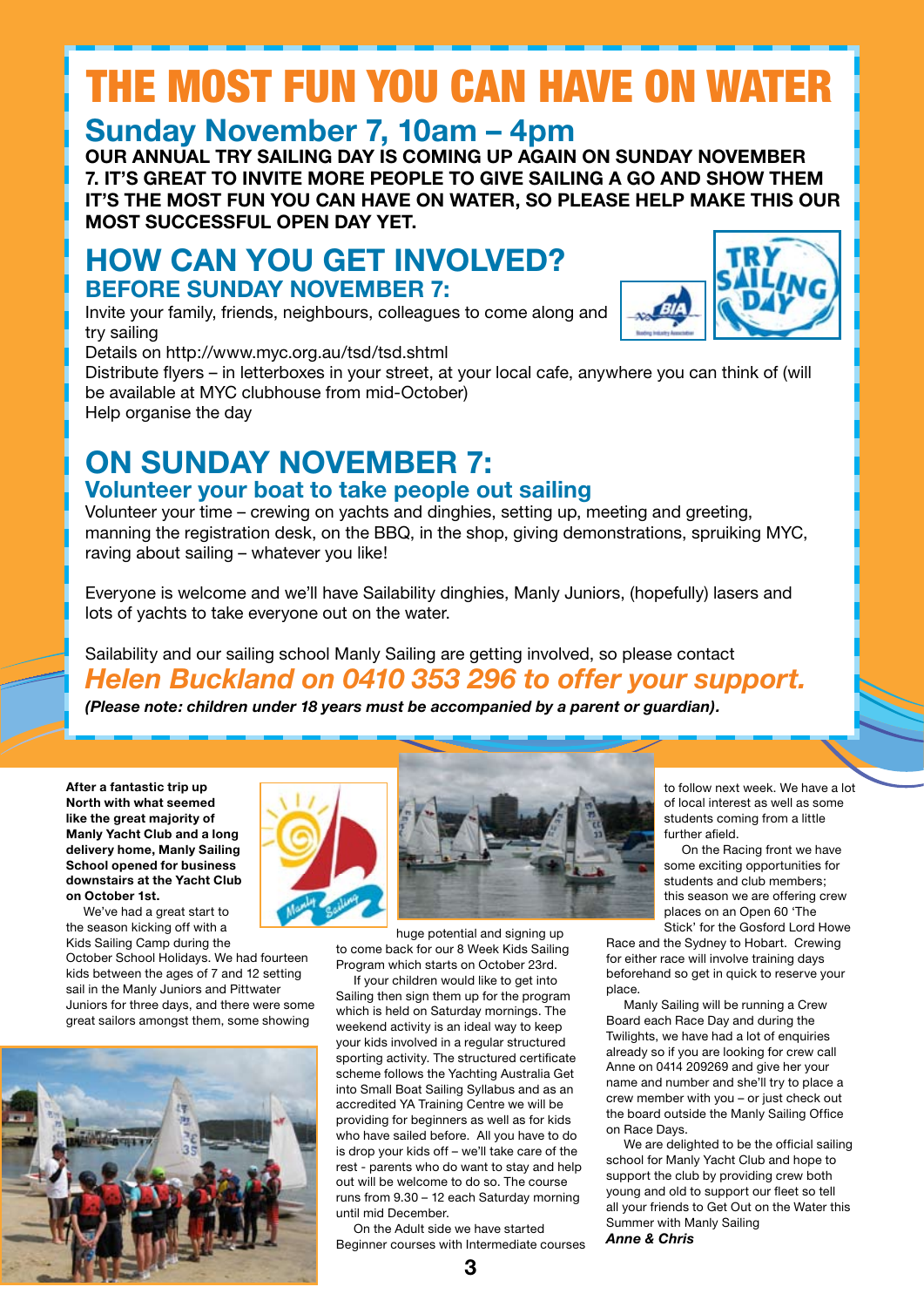# THE MOST FUN YOU CAN HAVE ON WATER

## Sunday November 7, 10am – 4pm

**OUR ANNUAL TRY SAILING DAY IS COMING UP AGAIN ON SUNDAY NOVEMBER 7. IT'S GREAT TO INVITE MORE PEOPLE TO GIVE SAILING A GO AND SHOW THEM IT'S THE MOST FUN YOU CAN HAVE ON WATER, SO PLEASE HELP MAKE THIS OUR MOST SUCCESSFUL OPEN DAY YET.**

## HOW CAN YOU GET INVOLVED?

### BEFORE SUNDAY NOVEMBER 7:

Invite your family, friends, neighbours, colleagues to come along and try sailing
Details on http://www.myc.org.au/tsd/tsd.shtml
Distribute flyers – in letterboxes in your street, at your local cafe, anywhere you can think of (will be available at MYC clubhouse from mid-October)
Help organise the day

## ON SUNDAY NOVEMBER 7:

### Volunteer your boat to take people out sailing

Volunteer your time – crewing on yachts and dinghies, setting up, meeting and greeting, manning the registration desk, on the BBQ, in the shop, giving demonstrations, spruiking MYC, raving about sailing – whatever you like!

Everyone is welcome and we'll have Sailability dinghies, Manly Juniors, (hopefully) lasers and lots of yachts to take everyone out on the water.

Sailability and our sailing school Manly Sailing are getting involved, so please contact

### *Helen Buckland on 0410 353 296 to offer your support.*

***(Please note: children under 18 years must be accompanied by a parent or guardian).***

---

**After a fantastic trip up North with what seemed like the great majority of Manly Yacht Club and a long delivery home, Manly Sailing School opened for business downstairs at the Yacht Club on October 1st.**

We've had a great start to the season kicking off with a Kids Sailing Camp during the October School Holidays. We had fourteen kids between the ages of 7 and 12 setting sail in the Manly Juniors and Pittwater Juniors for three days, and there were some great sailors amongst them, some showing huge potential and signing up to come back for our 8 Week Kids Sailing Program which starts on October 23rd.

If your children would like to get into Sailing then sign them up for the program which is held on Saturday mornings. The weekend activity is an ideal way to keep your kids involved in a regular structured sporting activity. The structured certificate scheme follows the Yachting Australia Get into Small Boat Sailing Syllabus and as an accredited YA Training Centre we will be providing for beginners as well as for kids who have sailed before. All you have to do is drop your kids off – we'll take care of the rest - parents who do want to stay and help out will be welcome to do so. The course runs from 9.30 – 12 each Saturday morning until mid December.

On the Adult side we have started Beginner courses with Intermediate courses to follow next week. We have a lot of local interest as well as some students coming from a little further afield.

On the Racing front we have some exciting opportunities for students and club members; this season we are offering crew places on an Open 60 'The Stick' for the Gosford Lord Howe Race and the Sydney to Hobart. Crewing for either race will involve training days beforehand so get in quick to reserve your place.

Manly Sailing will be running a Crew Board each Race Day and during the Twilights, we have had a lot of enquiries already so if you are looking for crew call Anne on 0414 209269 and give her your name and number and she'll try to place a crew member with you – or just check out the board outside the Manly Sailing Office on Race Days.

We are delighted to be the official sailing school for Manly Yacht Club and hope to support the club by providing crew both young and old to support our fleet so tell all your friends to Get Out on the Water this Summer with Manly Sailing

***Anne & Chris***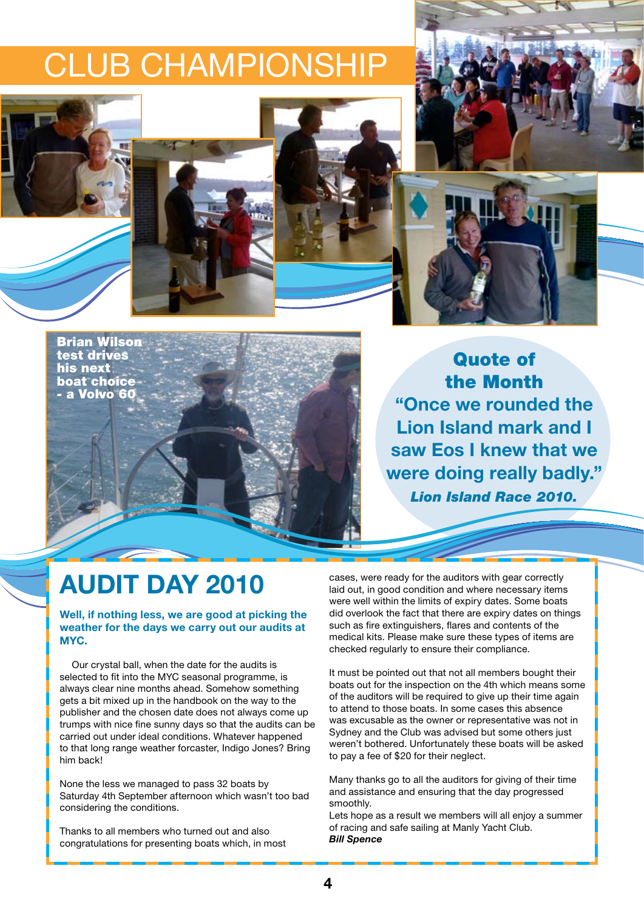# CLUB CHAMPIONSHIP

Brian Wilson test drives his next boat choice - a Volvo 60

**Quote of the Month**

**"Once we rounded the Lion Island mark and I saw Eos I knew that we were doing really badly."**

***Lion Island Race 2010.***

## AUDIT DAY 2010

**Well, if nothing less, we are good at picking the weather for the days we carry out our audits at MYC.**

Our crystal ball, when the date for the audits is selected to fit into the MYC seasonal programme, is always clear nine months ahead. Somehow something gets a bit mixed up in the handbook on the way to the publisher and the chosen date does not always come up trumps with nice fine sunny days so that the audits can be carried out under ideal conditions. Whatever happened to that long range weather forcaster, Indigo Jones? Bring him back!

None the less we managed to pass 32 boats by Saturday 4th September afternoon which wasn't too bad considering the conditions.

Thanks to all members who turned out and also congratulations for presenting boats which, in most cases, were ready for the auditors with gear correctly laid out, in good condition and where necessary items were well within the limits of expiry dates. Some boats did overlook the fact that there are expiry dates on things such as fire extinguishers, flares and contents of the medical kits. Please make sure these types of items are checked regularly to ensure their compliance.

It must be pointed out that not all members bought their boats out for the inspection on the 4th which means some of the auditors will be required to give up their time again to attend to those boats. In some cases this absence was excusable as the owner or representative was not in Sydney and the Club was advised but some others just weren't bothered. Unfortunately these boats will be asked to pay a fee of $20 for their neglect.

Many thanks go to all the auditors for giving of their time and assistance and ensuring that the day progressed smoothly.

Lets hope as a result we members will all enjoy a summer of racing and safe sailing at Manly Yacht Club.

***Bill Spence***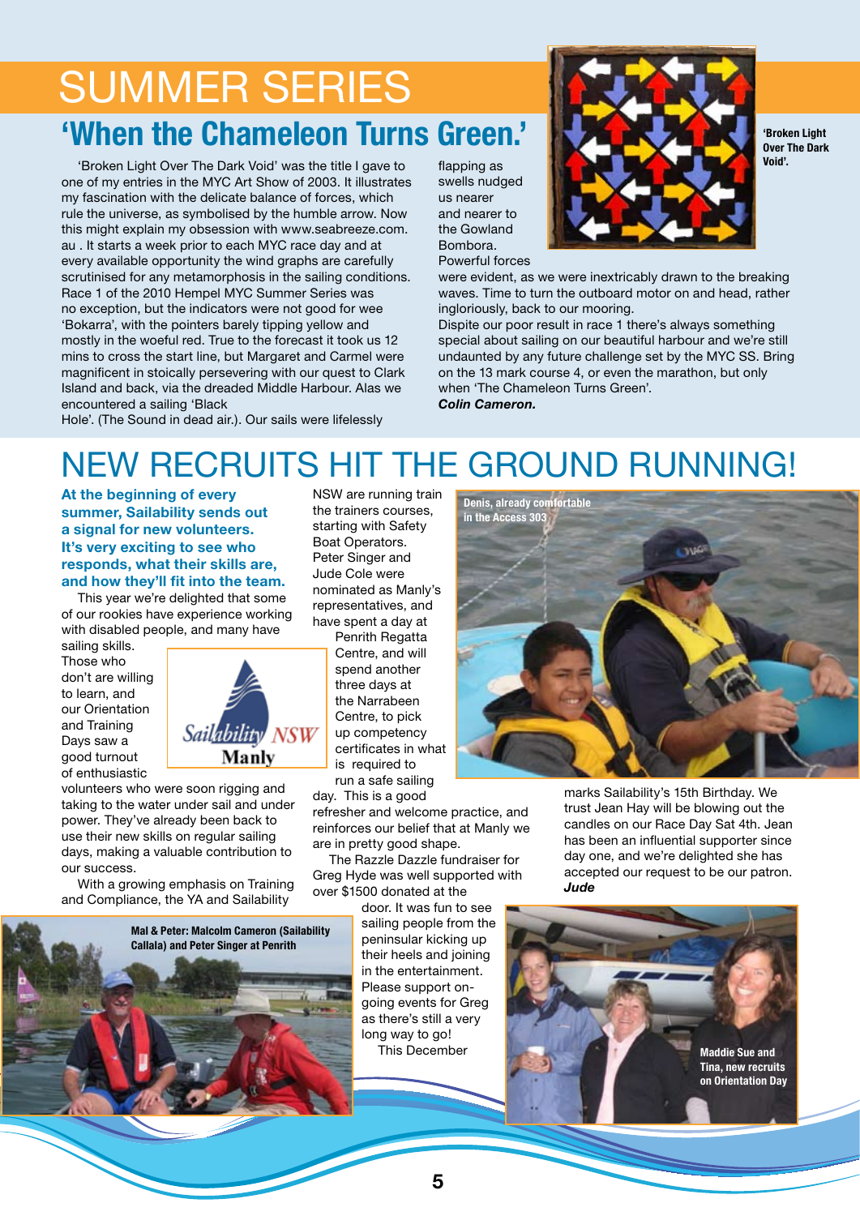# SUMMER SERIES

## 'When the Chameleon Turns Green.'

'Broken Light Over The Dark Void' was the title I gave to one of my entries in the MYC Art Show of 2003. It illustrates my fascination with the delicate balance of forces, which rule the universe, as symbolised by the humble arrow. Now this might explain my obsession with www.seabreeze.com.au . It starts a week prior to each MYC race day and at every available opportunity the wind graphs are carefully scrutinised for any metamorphosis in the sailing conditions. Race 1 of the 2010 Hempel MYC Summer Series was no exception, but the indicators were not good for wee 'Bokarra', with the pointers barely tipping yellow and mostly in the woeful red. True to the forecast it took us 12 mins to cross the start line, but Margaret and Carmel were magnificent in stoically persevering with our quest to Clark Island and back, via the dreaded Middle Harbour. Alas we encountered a sailing 'Black Hole'. (The Sound in dead air.). Our sails were lifelessly flapping as swells nudged us nearer and nearer to the Gowland Bombora. Powerful forces were evident, as we were inextricably drawn to the breaking waves. Time to turn the outboard motor on and head, rather ingloriously, back to our mooring.

Dispite our poor result in race 1 there's always something special about sailing on our beautiful harbour and we're still undaunted by any future challenge set by the MYC SS. Bring on the 13 mark course 4, or even the marathon, but only when 'The Chameleon Turns Green'.

***Colin Cameron.***

**'Broken Light Over The Dark Void'.**

# NEW RECRUITS HIT THE GROUND RUNNING!

**At the beginning of every summer, Sailability sends out a signal for new volunteers. It's very exciting to see who responds, what their skills are, and how they'll fit into the team.**

This year we're delighted that some of our rookies have experience working with disabled people, and many have sailing skills. Those who don't are willing to learn, and our Orientation and Training Days saw a good turnout of enthusiastic volunteers who were soon rigging and taking to the water under sail and under power. They've already been back to use their new skills on regular sailing days, making a valuable contribution to our success.

With a growing emphasis on Training and Compliance, the YA and Sailability NSW are running train the trainers courses, starting with Safety Boat Operators. Peter Singer and Jude Cole were nominated as Manly's representatives, and have spent a day at Penrith Regatta Centre, and will spend another three days at the Narrabeen Centre, to pick up competency certificates in what is required to run a safe sailing day. This is a good refresher and welcome practice, and reinforces our belief that at Manly we are in pretty good shape.

The Razzle Dazzle fundraiser for Greg Hyde was well supported with over $1500 donated at the door. It was fun to see sailing people from the peninsular kicking up their heels and joining in the entertainment. Please support on-going events for Greg as there's still a very long way to go!

This December marks Sailability's 15th Birthday. We trust Jean Hay will be blowing out the candles on our Race Day Sat 4th. Jean has been an influential supporter since day one, and we're delighted she has accepted our request to be our patron.

***Jude***

Sailability NSW Manly

Denis, already comfortable in the Access 303

Mal & Peter: Malcolm Cameron (Sailability Callala) and Peter Singer at Penrith

Maddie Sue and Tina, new recruits on Orientation Day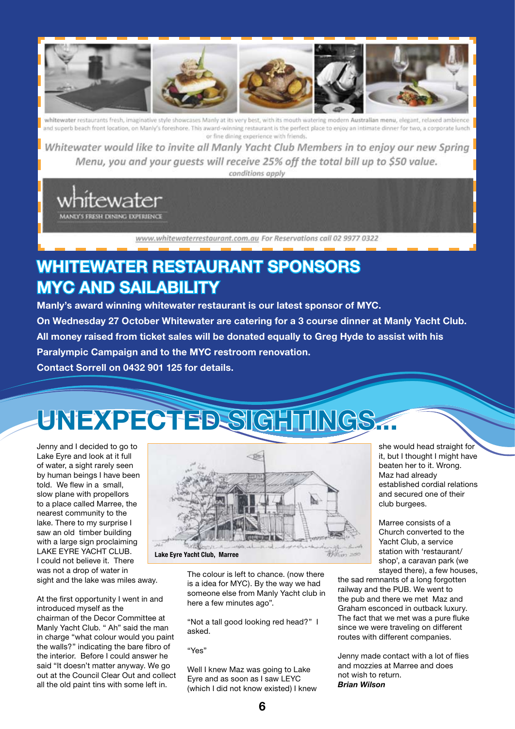whitewater restaurants fresh, imaginative style showcases Manly at its very best, with its mouth watering modern Australian menu, elegant, relaxed ambience and superb beach front location, on Manly's foreshore. This award-winning restaurant is the perfect place to enjoy an intimate dinner for two, a corporate lunch or fine dining experience with friends.

*Whitewater would like to invite all Manly Yacht Club Members in to enjoy our new Spring Menu, you and your guests will receive 25% off the total bill up to $50 value.*

*conditions apply*

whitewater

MANLY'S FRESH DINING EXPERIENCE

www.whitewaterrestaurant.com.au For Reservations call 02 9977 0322

# WHITEWATER RESTAURANT SPONSORS MYC AND SAILABILITY

**Manly's award winning whitewater restaurant is our latest sponsor of MYC.**

**On Wednesday 27 October Whitewater are catering for a 3 course dinner at Manly Yacht Club.**

**All money raised from ticket sales will be donated equally to Greg Hyde to assist with his Paralympic Campaign and to the MYC restroom renovation.**

**Contact Sorrell on 0432 901 125 for details.**

# UNEXPECTED SIGHTINGS...

Jenny and I decided to go to Lake Eyre and look at it full of water, a sight rarely seen by human beings I have been told. We flew in a small, slow plane with propellors to a place called Marree, the nearest community to the lake. There to my surprise I saw an old timber building with a large sign proclaiming LAKE EYRE YACHT CLUB. I could not believe it. There was not a drop of water in sight and the lake was miles away.

At the first opportunity I went in and introduced myself as the chairman of the Decor Committee at Manly Yacht Club. " Ah" said the man in charge "what colour would you paint the walls?" indicating the bare fibro of the interior. Before I could answer he said "It doesn't matter anyway. We go out at the Council Clear Out and collect all the old paint tins with some left in.

Lake Eyre Yacht Club, Marree

The colour is left to chance. (now there is a idea for MYC). By the way we had someone else from Manly Yacht club in here a few minutes ago".

"Not a tall good looking red head?" I asked.

"Yes"

Well I knew Maz was going to Lake Eyre and as soon as I saw LEYC (which I did not know existed) I knew she would head straight for it, but I thought I might have beaten her to it. Wrong. Maz had already established cordial relations and secured one of their club burgees.

Marree consists of a Church converted to the Yacht Club, a service station with 'restaurant/ shop', a caravan park (we stayed there), a few houses, the sad remnants of a long forgotten railway and the PUB. We went to the pub and there we met Maz and Graham esconced in outback luxury. The fact that we met was a pure fluke since we were traveling on different routes with different companies.

Jenny made contact with a lot of flies and mozzies at Marree and does not wish to return.

***Brian Wilson***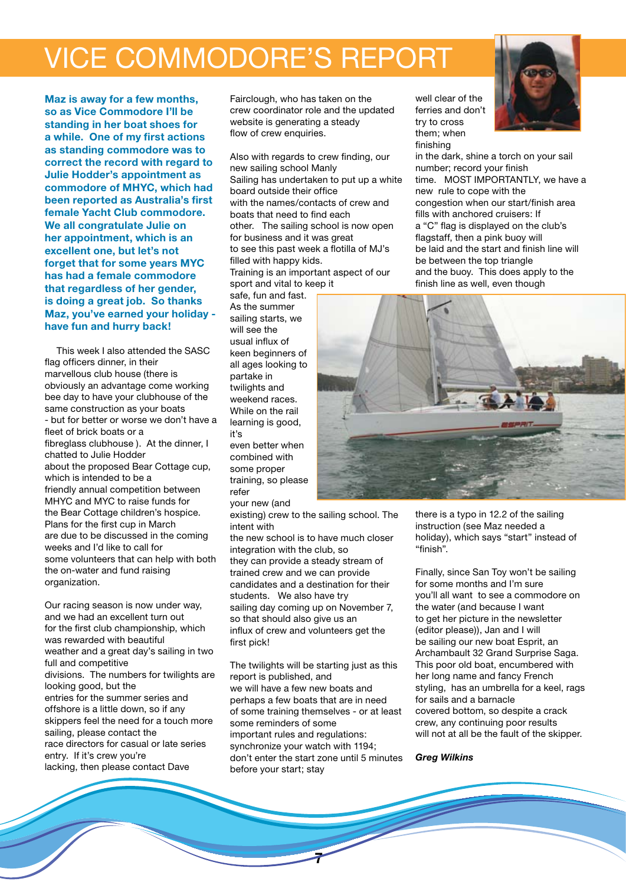# VICE COMMODORE'S REPORT

**Maz is away for a few months, so as Vice Commodore I'll be standing in her boat shoes for a while. One of my first actions as standing commodore was to correct the record with regard to Julie Hodder's appointment as commodore of MHYC, which had been reported as Australia's first female Yacht Club commodore. We all congratulate Julie on her appointment, which is an excellent one, but let's not forget that for some years MYC has had a female commodore that regardless of her gender, is doing a great job. So thanks Maz, you've earned your holiday - have fun and hurry back!**

This week I also attended the SASC flag officers dinner, in their marvellous club house (there is obviously an advantage come working bee day to have your clubhouse of the same construction as your boats - but for better or worse we don't have a fleet of brick boats or a fibreglass clubhouse ). At the dinner, I chatted to Julie Hodder about the proposed Bear Cottage cup, which is intended to be a friendly annual competition between MHYC and MYC to raise funds for the Bear Cottage children's hospice. Plans for the first cup in March are due to be discussed in the coming weeks and I'd like to call for some volunteers that can help with both the on-water and fund raising organization.

Our racing season is now under way, and we had an excellent turn out for the first club championship, which was rewarded with beautiful weather and a great day's sailing in two full and competitive divisions. The numbers for twilights are looking good, but the entries for the summer series and offshore is a little down, so if any skippers feel the need for a touch more sailing, please contact the race directors for casual or late series entry. If it's crew you're lacking, then please contact Dave Fairclough, who has taken on the crew coordinator role and the updated website is generating a steady flow of crew enquiries.

Also with regards to crew finding, our new sailing school Manly Sailing has undertaken to put up a white board outside their office with the names/contacts of crew and boats that need to find each other. The sailing school is now open for business and it was great to see this past week a flotilla of MJ's filled with happy kids.

Training is an important aspect of our sport and vital to keep it safe, fun and fast. As the summer sailing starts, we will see the usual influx of keen beginners of all ages looking to partake in twilights and weekend races. While on the rail learning is good, it's even better when combined with some proper training, so please refer your new (and existing) crew to the sailing school. The intent with the new school is to have much closer integration with the club, so they can provide a steady stream of trained crew and we can provide candidates and a destination for their students. We also have try sailing day coming up on November 7, so that should also give us an influx of crew and volunteers get the first pick!

The twilights will be starting just as this report is published, and we will have a few new boats and perhaps a few boats that are in need of some training themselves - or at least some reminders of some important rules and regulations: synchronize your watch with 1194; don't enter the start zone until 5 minutes before your start; stay well clear of the ferries and don't try to cross them; when finishing in the dark, shine a torch on your sail number; record your finish time. MOST IMPORTANTLY, we have a new rule to cope with the congestion when our start/finish area fills with anchored cruisers: If a "C" flag is displayed on the club's flagstaff, then a pink buoy will be laid and the start and finish line will be between the top triangle and the buoy. This does apply to the finish line as well, even though there is a typo in 12.2 of the sailing instruction (see Maz needed a holiday), which says "start" instead of "finish".

Finally, since San Toy won't be sailing for some months and I'm sure you'll all want to see a commodore on the water (and because I want to get her picture in the newsletter (editor please)), Jan and I will be sailing our new boat Esprit, an Archambault 32 Grand Surprise Saga. This poor old boat, encumbered with her long name and fancy French styling, has an umbrella for a keel, rags for sails and a barnacle covered bottom, so despite a crack crew, any continuing poor results will not at all be the fault of the skipper.

***Greg Wilkins***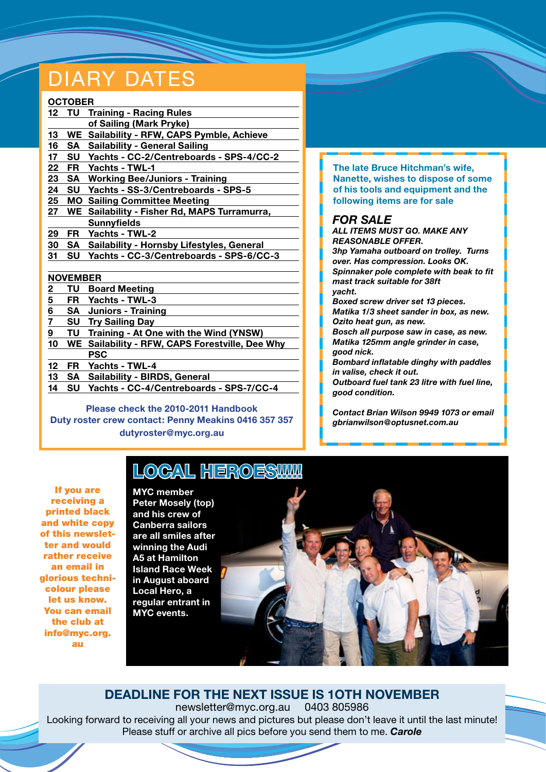# DIARY DATES

**OCTOBER**

| | | |
|---|---|---|
| 12 | TU | Training - Racing Rules of Sailing (Mark Pryke) |
| 13 | WE | Sailability - RFW, CAPS Pymble, Achieve |
| 16 | SA | Sailability - General Sailing |
| 17 | SU | Yachts - CC-2/Centreboards - SPS-4/CC-2 |
| 22 | FR | Yachts - TWL-1 |
| 23 | SA | Working Bee/Juniors - Training |
| 24 | SU | Yachts - SS-3/Centreboards - SPS-5 |
| 25 | MO | Sailing Committee Meeting |
| 27 | WE | Sailability - Fisher Rd, MAPS Turramurra, Sunnyfields |
| 29 | FR | Yachts - TWL-2 |
| 30 | SA | Sailability - Hornsby Lifestyles, General |
| 31 | SU | Yachts - CC-3/Centreboards - SPS-6/CC-3 |

**NOVEMBER**

| | | |
|---|---|---|
| 2 | TU | Board Meeting |
| 5 | FR | Yachts - TWL-3 |
| 6 | SA | Juniors - Training |
| 7 | SU | Try Sailing Day |
| 9 | TU | Training - At One with the Wind (YNSW) |
| 10 | WE | Sailability - RFW, CAPS Forestville, Dee Why PSC |
| 12 | FR | Yachts - TWL-4 |
| 13 | SA | Sailability - BIRDS, General |
| 14 | SU | Yachts - CC-4/Centreboards - SPS-7/CC-4 |

**Please check the 2010-2011 Handbook**
**Duty roster crew contact: Penny Meakins 0416 357 357**
**dutyroster@myc.org.au**

**The late Bruce Hitchman's wife, Nanette, wishes to dispose of some of his tools and equipment and the following items are for sale**

## *FOR SALE*

***ALL ITEMS MUST GO. MAKE ANY REASONABLE OFFER.***

***3hp Yamaha outboard on trolley. Turns over. Has compression. Looks OK.***
***Spinnaker pole complete with beak to fit mast track suitable for 38ft yacht.***
***Boxed screw driver set 13 pieces.***
***Matika 1/3 sheet sander in box, as new.***
***Ozito heat gun, as new.***
***Bosch all purpose saw in case, as new.***
***Matika 125mm angle grinder in case, good nick.***
***Bombard inflatable dinghy with paddles in valise, check it out.***
***Outboard fuel tank 23 litre with fuel line, good condition.***

***Contact Brian Wilson 9949 1073 or email gbrianwilson@optusnet.com.au***

**If you are receiving a printed black and white copy of this newsletter and would rather receive an email in glorious technicolour please let us know. You can email the club at info@myc.org.au**

## LOCAL HEROES!!!!!

**MYC member Peter Mosely (top) and his crew of Canberra sailors are all smiles after winning the Audi A5 at Hamilton Island Race Week in August aboard Local Hero, a regular entrant in MYC events.**

## DEADLINE FOR THE NEXT ISSUE IS 10TH NOVEMBER

newsletter@myc.org.au 0403 805986

Looking forward to receiving all your news and pictures but please don't leave it until the last minute! Please stuff or archive all pics before you send them to me. ***Carole***